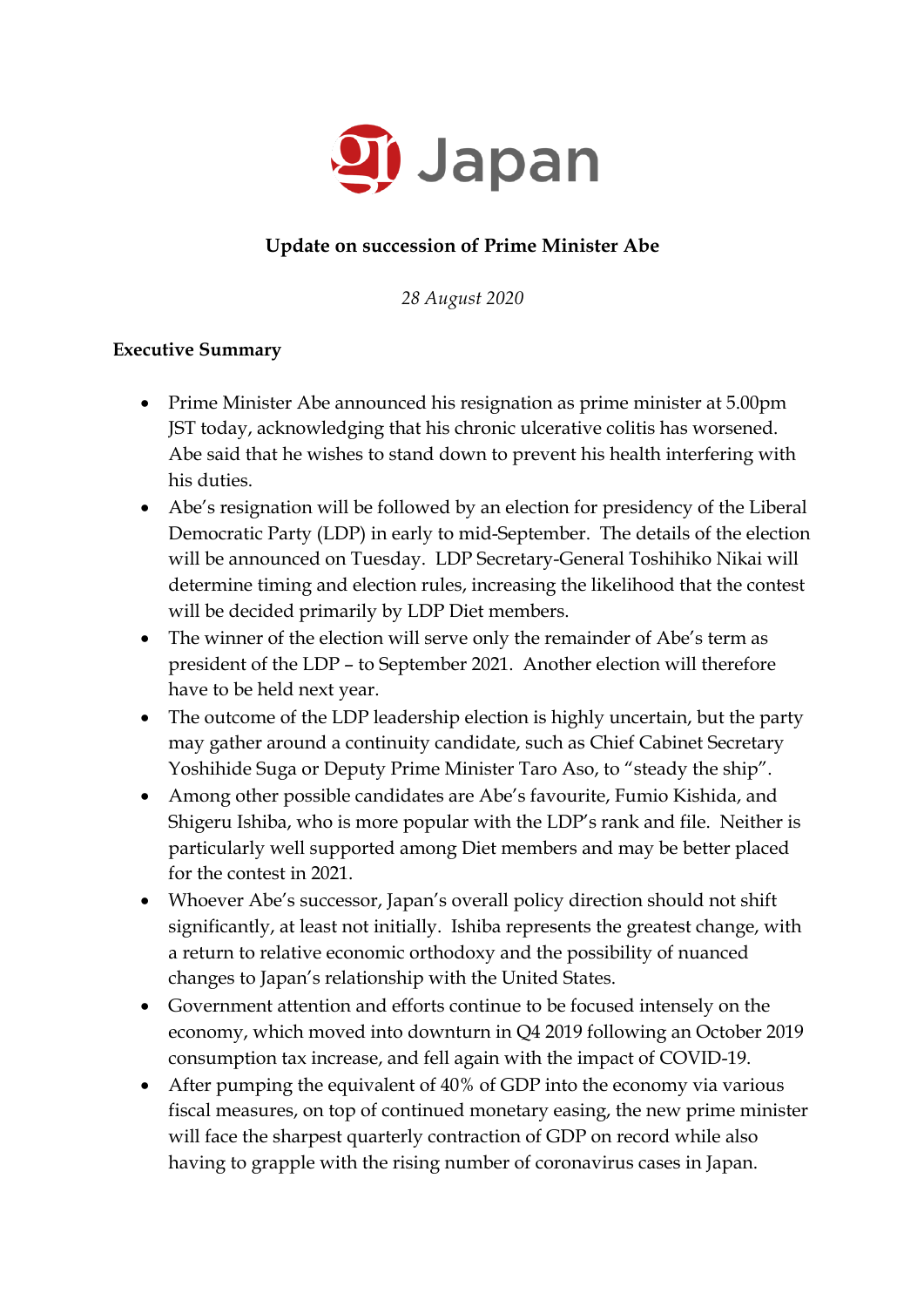# gi Japan

## Update on succession of Prime Minister Abe

*28 August 2020*

### Executive Summary

- Prime Minister Abe announced his resignation as prime minister at 5.00pm JST today, acknowledging that his chronic ulcerative colitis has worsened. Abe said that he wishes to stand down to prevent his health interfering with his duties.
- Abe's resignation will be followed by an election for presidency of the Liberal Democratic Party (LDP) in early to mid-September. The details of the election will be announced on Tuesday. LDP Secretary-General Toshihiko Nikai will determine timing and election rules, increasing the likelihood that the contest will be decided primarily by LDP Diet members.
- The winner of the election will serve only the remainder of Abe's term as president of the LDP – to September 2021. Another election will therefore have to be held next year.
- The outcome of the LDP leadership election is highly uncertain, but the party may gather around a continuity candidate, such as Chief Cabinet Secretary Yoshihide Suga or Deputy Prime Minister Taro Aso, to "steady the ship".
- Among other possible candidates are Abe's favourite, Fumio Kishida, and Shigeru Ishiba, who is more popular with the LDP's rank and file. Neither is particularly well supported among Diet members and may be better placed for the contest in 2021.
- Whoever Abe's successor, Japan's overall policy direction should not shift significantly, at least not initially. Ishiba represents the greatest change, with a return to relative economic orthodoxy and the possibility of nuanced changes to Japan's relationship with the United States.
- Government attention and efforts continue to be focused intensely on the economy, which moved into downturn in Q4 2019 following an October 2019 consumption tax increase, and fell again with the impact of COVID-19.
- After pumping the equivalent of 40% of GDP into the economy via various fiscal measures, on top of continued monetary easing, the new prime minister will face the sharpest quarterly contraction of GDP on record while also having to grapple with the rising number of coronavirus cases in Japan.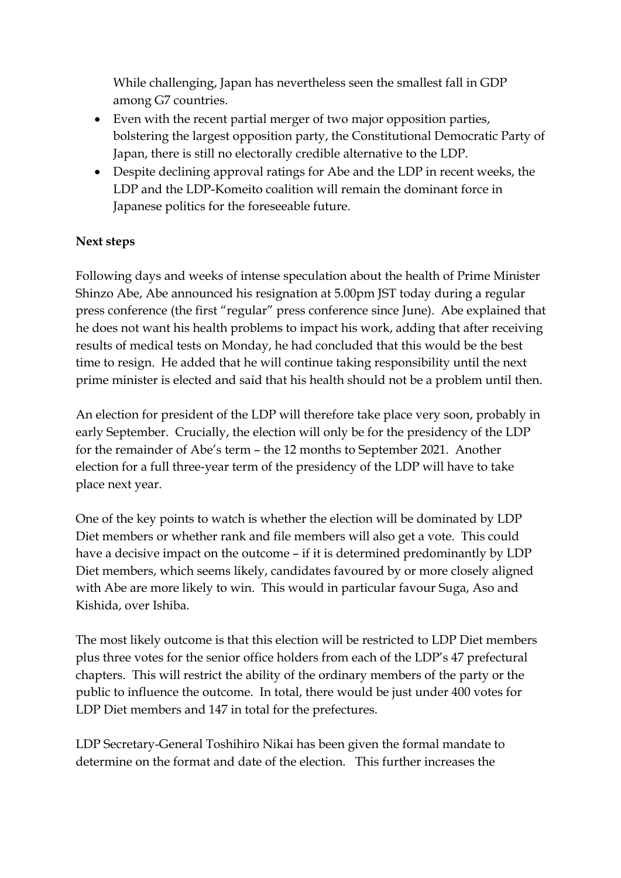While challenging, Japan has nevertheless seen the smallest fall in GDP among G7 countries.

- Even with the recent partial merger of two major opposition parties, bolstering the largest opposition party, the Constitutional Democratic Party of Japan, there is still no electorally credible alternative to the LDP.
- Despite declining approval ratings for Abe and the LDP in recent weeks, the LDP and the LDP-Komeito coalition will remain the dominant force in Japanese politics for the foreseeable future.

**Next steps**

Following days and weeks of intense speculation about the health of Prime Minister Shinzo Abe, Abe announced his resignation at 5.00pm JST today during a regular press conference (the first "regular" press conference since June). Abe explained that he does not want his health problems to impact his work, adding that after receiving results of medical tests on Monday, he had concluded that this would be the best time to resign. He added that he will continue taking responsibility until the next prime minister is elected and said that his health should not be a problem until then.

An election for president of the LDP will therefore take place very soon, probably in early September. Crucially, the election will only be for the presidency of the LDP for the remainder of Abe's term – the 12 months to September 2021. Another election for a full three-year term of the presidency of the LDP will have to take place next year.

One of the key points to watch is whether the election will be dominated by LDP Diet members or whether rank and file members will also get a vote. This could have a decisive impact on the outcome – if it is determined predominantly by LDP Diet members, which seems likely, candidates favoured by or more closely aligned with Abe are more likely to win. This would in particular favour Suga, Aso and Kishida, over Ishiba.

The most likely outcome is that this election will be restricted to LDP Diet members plus three votes for the senior office holders from each of the LDP's 47 prefectural chapters. This will restrict the ability of the ordinary members of the party or the public to influence the outcome. In total, there would be just under 400 votes for LDP Diet members and 147 in total for the prefectures.

LDP Secretary-General Toshihiro Nikai has been given the formal mandate to determine on the format and date of the election. This further increases the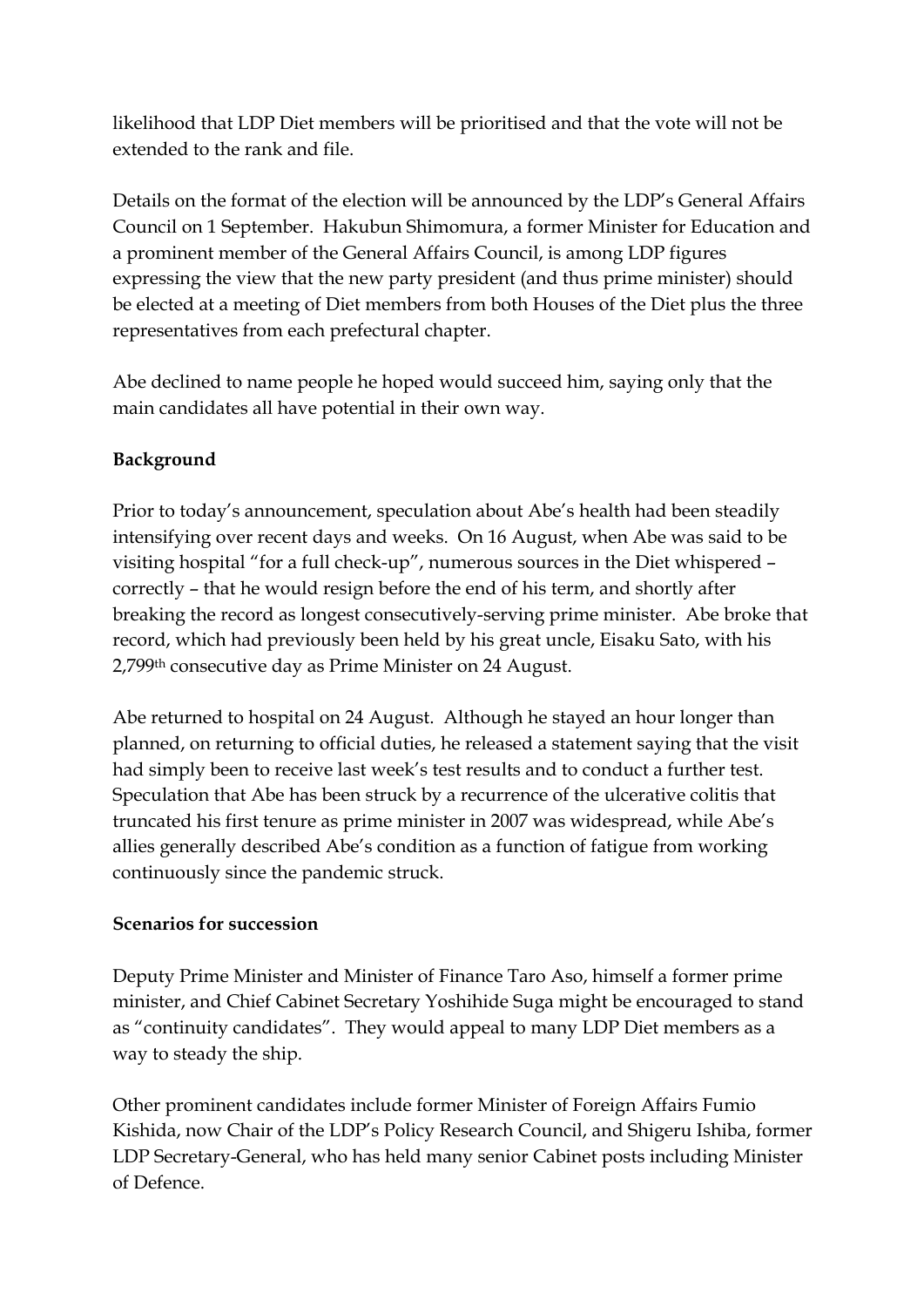likelihood that LDP Diet members will be prioritised and that the vote will not be extended to the rank and file.

Details on the format of the election will be announced by the LDP's General Affairs Council on 1 September. Hakubun Shimomura, a former Minister for Education and a prominent member of the General Affairs Council, is among LDP figures expressing the view that the new party president (and thus prime minister) should be elected at a meeting of Diet members from both Houses of the Diet plus the three representatives from each prefectural chapter.

Abe declined to name people he hoped would succeed him, saying only that the main candidates all have potential in their own way.

**Background**

Prior to today's announcement, speculation about Abe's health had been steadily intensifying over recent days and weeks. On 16 August, when Abe was said to be visiting hospital "for a full check-up", numerous sources in the Diet whispered – correctly – that he would resign before the end of his term, and shortly after breaking the record as longest consecutively-serving prime minister. Abe broke that record, which had previously been held by his great uncle, Eisaku Sato, with his 2,799th consecutive day as Prime Minister on 24 August.

Abe returned to hospital on 24 August. Although he stayed an hour longer than planned, on returning to official duties, he released a statement saying that the visit had simply been to receive last week's test results and to conduct a further test. Speculation that Abe has been struck by a recurrence of the ulcerative colitis that truncated his first tenure as prime minister in 2007 was widespread, while Abe's allies generally described Abe's condition as a function of fatigue from working continuously since the pandemic struck.

**Scenarios for succession**

Deputy Prime Minister and Minister of Finance Taro Aso, himself a former prime minister, and Chief Cabinet Secretary Yoshihide Suga might be encouraged to stand as "continuity candidates". They would appeal to many LDP Diet members as a way to steady the ship.

Other prominent candidates include former Minister of Foreign Affairs Fumio Kishida, now Chair of the LDP's Policy Research Council, and Shigeru Ishiba, former LDP Secretary-General, who has held many senior Cabinet posts including Minister of Defence.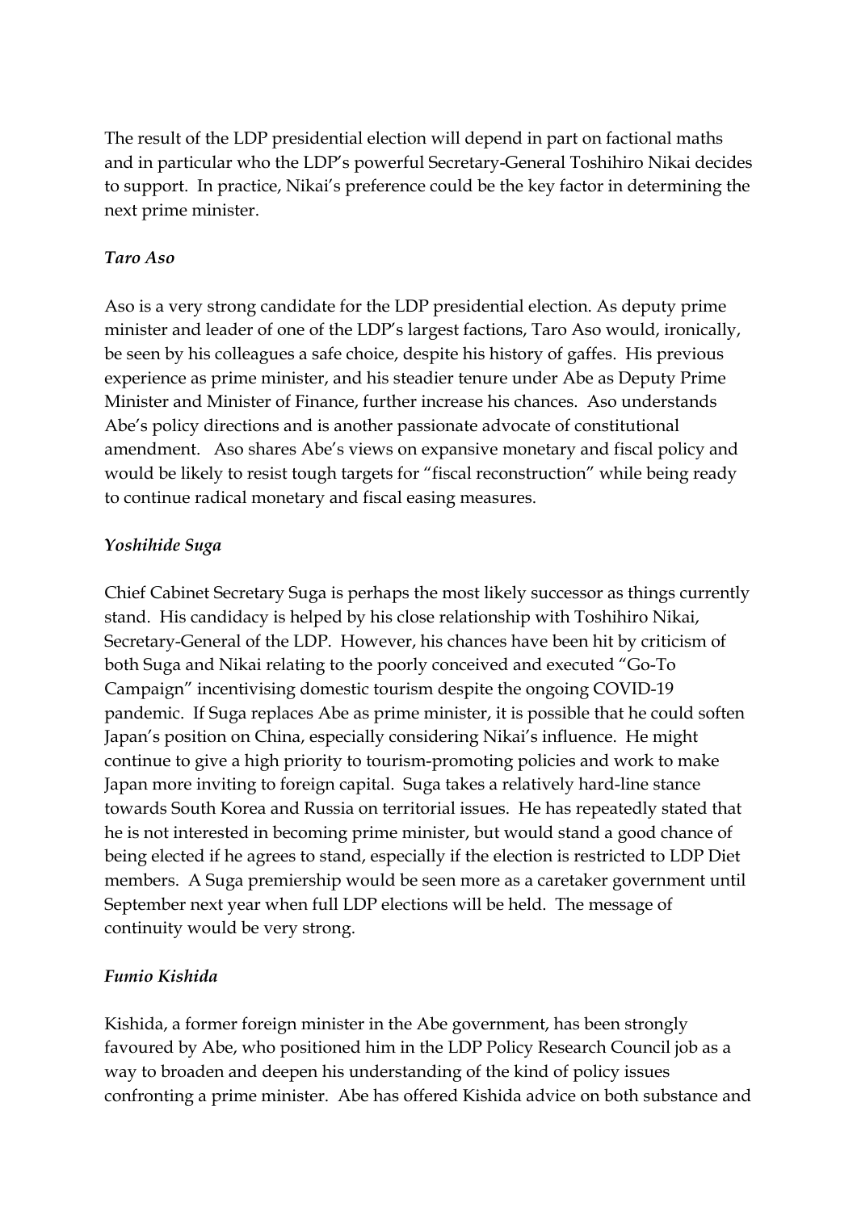The result of the LDP presidential election will depend in part on factional maths and in particular who the LDP's powerful Secretary-General Toshihiro Nikai decides to support. In practice, Nikai's preference could be the key factor in determining the next prime minister.

***Taro Aso***

Aso is a very strong candidate for the LDP presidential election. As deputy prime minister and leader of one of the LDP's largest factions, Taro Aso would, ironically, be seen by his colleagues a safe choice, despite his history of gaffes. His previous experience as prime minister, and his steadier tenure under Abe as Deputy Prime Minister and Minister of Finance, further increase his chances. Aso understands Abe's policy directions and is another passionate advocate of constitutional amendment. Aso shares Abe's views on expansive monetary and fiscal policy and would be likely to resist tough targets for "fiscal reconstruction" while being ready to continue radical monetary and fiscal easing measures.

***Yoshihide Suga***

Chief Cabinet Secretary Suga is perhaps the most likely successor as things currently stand. His candidacy is helped by his close relationship with Toshihiro Nikai, Secretary-General of the LDP. However, his chances have been hit by criticism of both Suga and Nikai relating to the poorly conceived and executed "Go-To Campaign" incentivising domestic tourism despite the ongoing COVID-19 pandemic. If Suga replaces Abe as prime minister, it is possible that he could soften Japan's position on China, especially considering Nikai's influence. He might continue to give a high priority to tourism-promoting policies and work to make Japan more inviting to foreign capital. Suga takes a relatively hard-line stance towards South Korea and Russia on territorial issues. He has repeatedly stated that he is not interested in becoming prime minister, but would stand a good chance of being elected if he agrees to stand, especially if the election is restricted to LDP Diet members. A Suga premiership would be seen more as a caretaker government until September next year when full LDP elections will be held. The message of continuity would be very strong.

***Fumio Kishida***

Kishida, a former foreign minister in the Abe government, has been strongly favoured by Abe, who positioned him in the LDP Policy Research Council job as a way to broaden and deepen his understanding of the kind of policy issues confronting a prime minister. Abe has offered Kishida advice on both substance and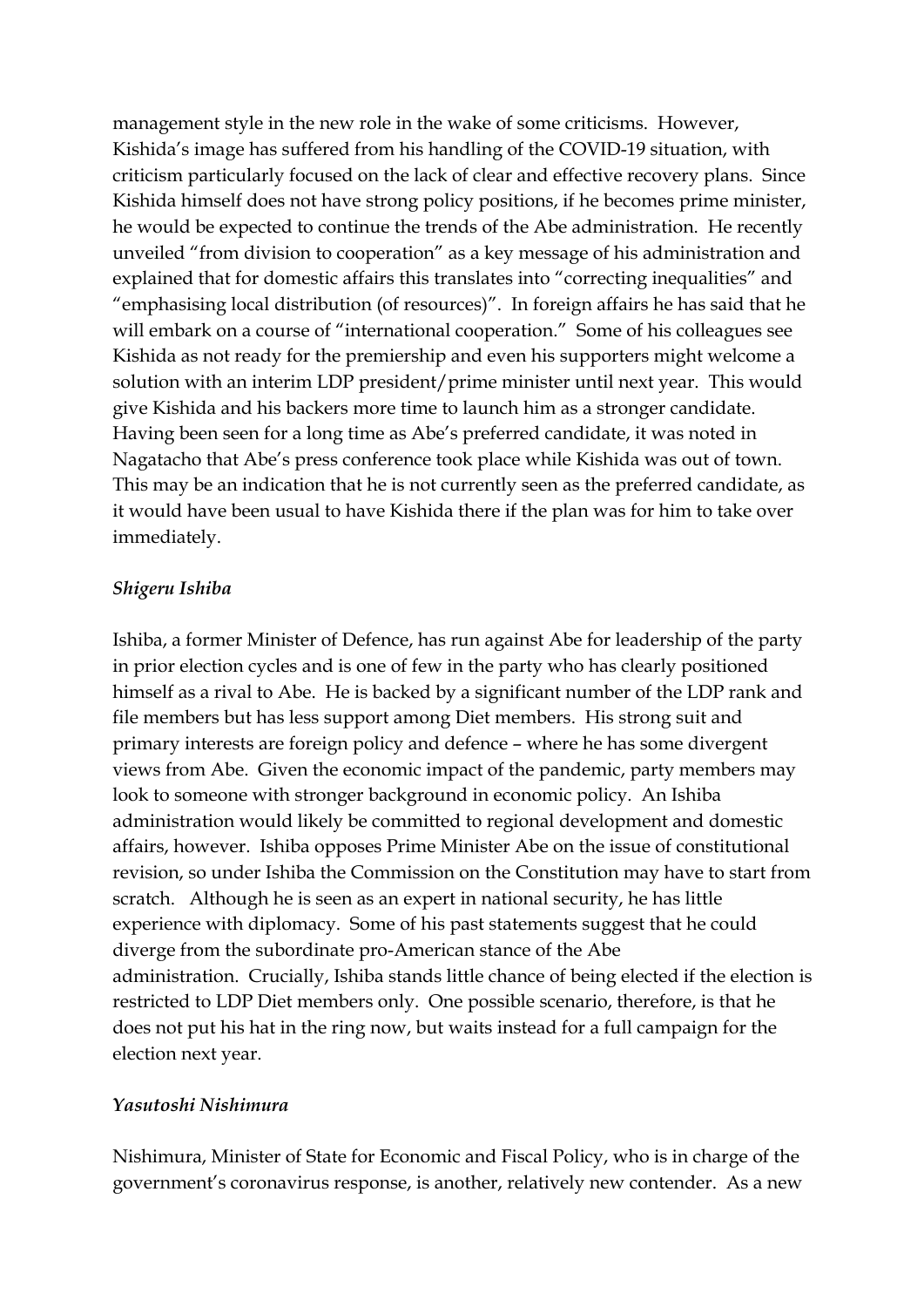management style in the new role in the wake of some criticisms. However, Kishida's image has suffered from his handling of the COVID-19 situation, with criticism particularly focused on the lack of clear and effective recovery plans. Since Kishida himself does not have strong policy positions, if he becomes prime minister, he would be expected to continue the trends of the Abe administration. He recently unveiled "from division to cooperation" as a key message of his administration and explained that for domestic affairs this translates into "correcting inequalities" and "emphasising local distribution (of resources)". In foreign affairs he has said that he will embark on a course of "international cooperation." Some of his colleagues see Kishida as not ready for the premiership and even his supporters might welcome a solution with an interim LDP president/prime minister until next year. This would give Kishida and his backers more time to launch him as a stronger candidate. Having been seen for a long time as Abe's preferred candidate, it was noted in Nagatacho that Abe's press conference took place while Kishida was out of town. This may be an indication that he is not currently seen as the preferred candidate, as it would have been usual to have Kishida there if the plan was for him to take over immediately.

***Shigeru Ishiba***

Ishiba, a former Minister of Defence, has run against Abe for leadership of the party in prior election cycles and is one of few in the party who has clearly positioned himself as a rival to Abe. He is backed by a significant number of the LDP rank and file members but has less support among Diet members. His strong suit and primary interests are foreign policy and defence – where he has some divergent views from Abe. Given the economic impact of the pandemic, party members may look to someone with stronger background in economic policy. An Ishiba administration would likely be committed to regional development and domestic affairs, however. Ishiba opposes Prime Minister Abe on the issue of constitutional revision, so under Ishiba the Commission on the Constitution may have to start from scratch. Although he is seen as an expert in national security, he has little experience with diplomacy. Some of his past statements suggest that he could diverge from the subordinate pro-American stance of the Abe administration. Crucially, Ishiba stands little chance of being elected if the election is restricted to LDP Diet members only. One possible scenario, therefore, is that he does not put his hat in the ring now, but waits instead for a full campaign for the election next year.

***Yasutoshi Nishimura***

Nishimura, Minister of State for Economic and Fiscal Policy, who is in charge of the government's coronavirus response, is another, relatively new contender. As a new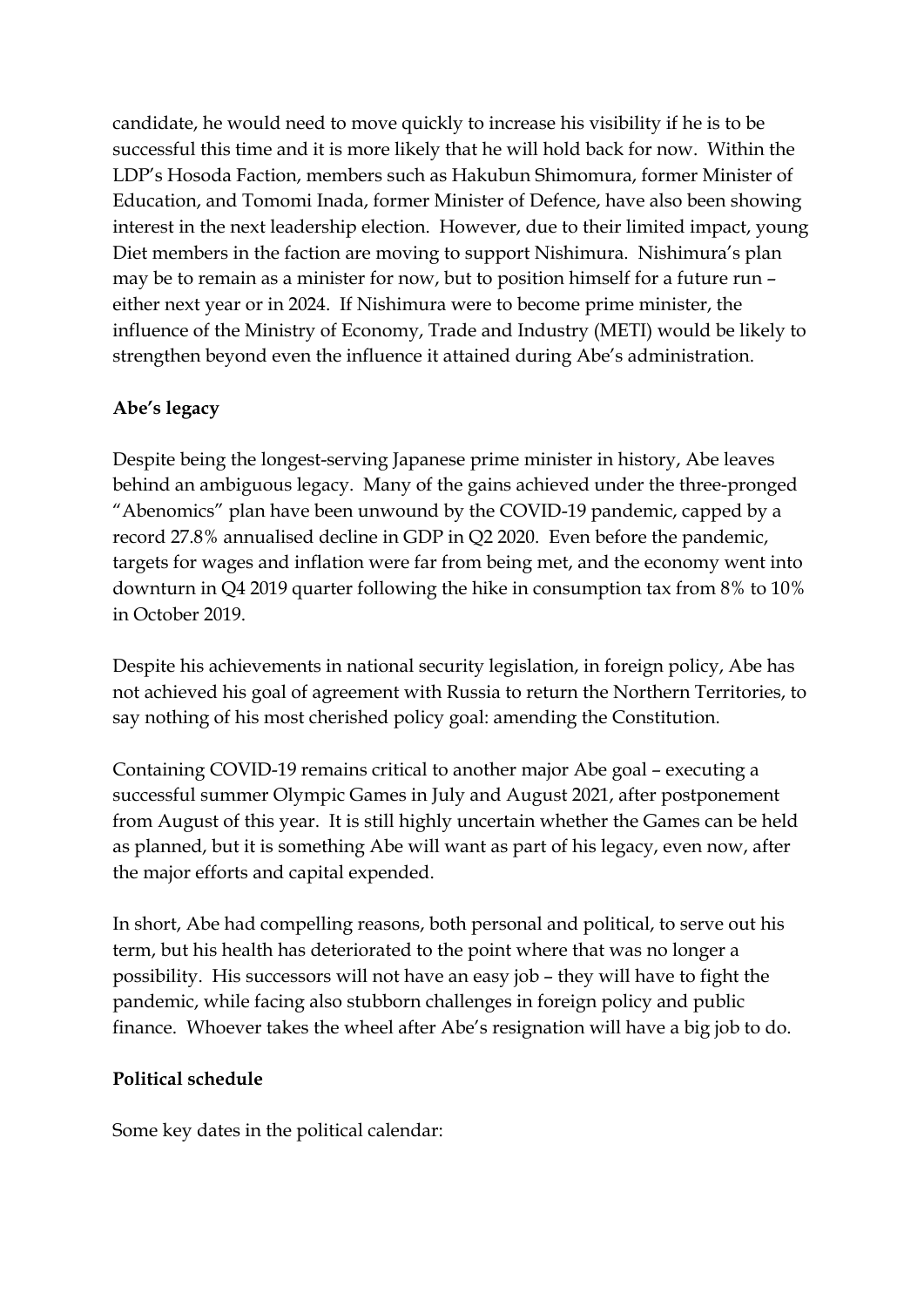candidate, he would need to move quickly to increase his visibility if he is to be successful this time and it is more likely that he will hold back for now. Within the LDP's Hosoda Faction, members such as Hakubun Shimomura, former Minister of Education, and Tomomi Inada, former Minister of Defence, have also been showing interest in the next leadership election. However, due to their limited impact, young Diet members in the faction are moving to support Nishimura. Nishimura's plan may be to remain as a minister for now, but to position himself for a future run – either next year or in 2024. If Nishimura were to become prime minister, the influence of the Ministry of Economy, Trade and Industry (METI) would be likely to strengthen beyond even the influence it attained during Abe's administration.

**Abe's legacy**

Despite being the longest-serving Japanese prime minister in history, Abe leaves behind an ambiguous legacy. Many of the gains achieved under the three-pronged "Abenomics" plan have been unwound by the COVID-19 pandemic, capped by a record 27.8% annualised decline in GDP in Q2 2020. Even before the pandemic, targets for wages and inflation were far from being met, and the economy went into downturn in Q4 2019 quarter following the hike in consumption tax from 8% to 10% in October 2019.

Despite his achievements in national security legislation, in foreign policy, Abe has not achieved his goal of agreement with Russia to return the Northern Territories, to say nothing of his most cherished policy goal: amending the Constitution.

Containing COVID-19 remains critical to another major Abe goal – executing a successful summer Olympic Games in July and August 2021, after postponement from August of this year. It is still highly uncertain whether the Games can be held as planned, but it is something Abe will want as part of his legacy, even now, after the major efforts and capital expended.

In short, Abe had compelling reasons, both personal and political, to serve out his term, but his health has deteriorated to the point where that was no longer a possibility. His successors will not have an easy job – they will have to fight the pandemic, while facing also stubborn challenges in foreign policy and public finance. Whoever takes the wheel after Abe's resignation will have a big job to do.

**Political schedule**

Some key dates in the political calendar: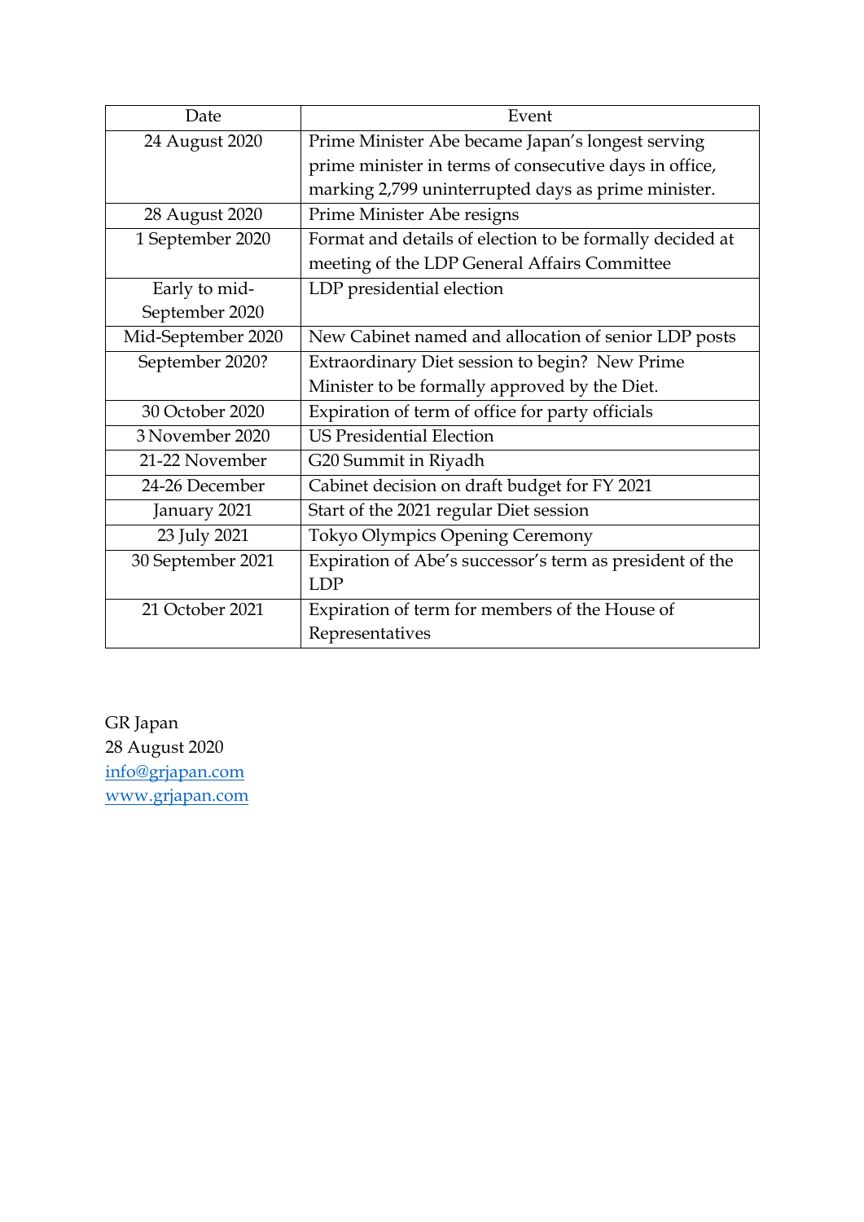| Date | Event |
|---|---|
| 24 August 2020 | Prime Minister Abe became Japan's longest serving prime minister in terms of consecutive days in office, marking 2,799 uninterrupted days as prime minister. |
| 28 August 2020 | Prime Minister Abe resigns |
| 1 September 2020 | Format and details of election to be formally decided at meeting of the LDP General Affairs Committee |
| Early to mid-September 2020 | LDP presidential election |
| Mid-September 2020 | New Cabinet named and allocation of senior LDP posts |
| September 2020? | Extraordinary Diet session to begin? New Prime Minister to be formally approved by the Diet. |
| 30 October 2020 | Expiration of term of office for party officials |
| 3 November 2020 | US Presidential Election |
| 21-22 November | G20 Summit in Riyadh |
| 24-26 December | Cabinet decision on draft budget for FY 2021 |
| January 2021 | Start of the 2021 regular Diet session |
| 23 July 2021 | Tokyo Olympics Opening Ceremony |
| 30 September 2021 | Expiration of Abe's successor's term as president of the LDP |
| 21 October 2021 | Expiration of term for members of the House of Representatives |

GR Japan
28 August 2020
info@grjapan.com
www.grjapan.com